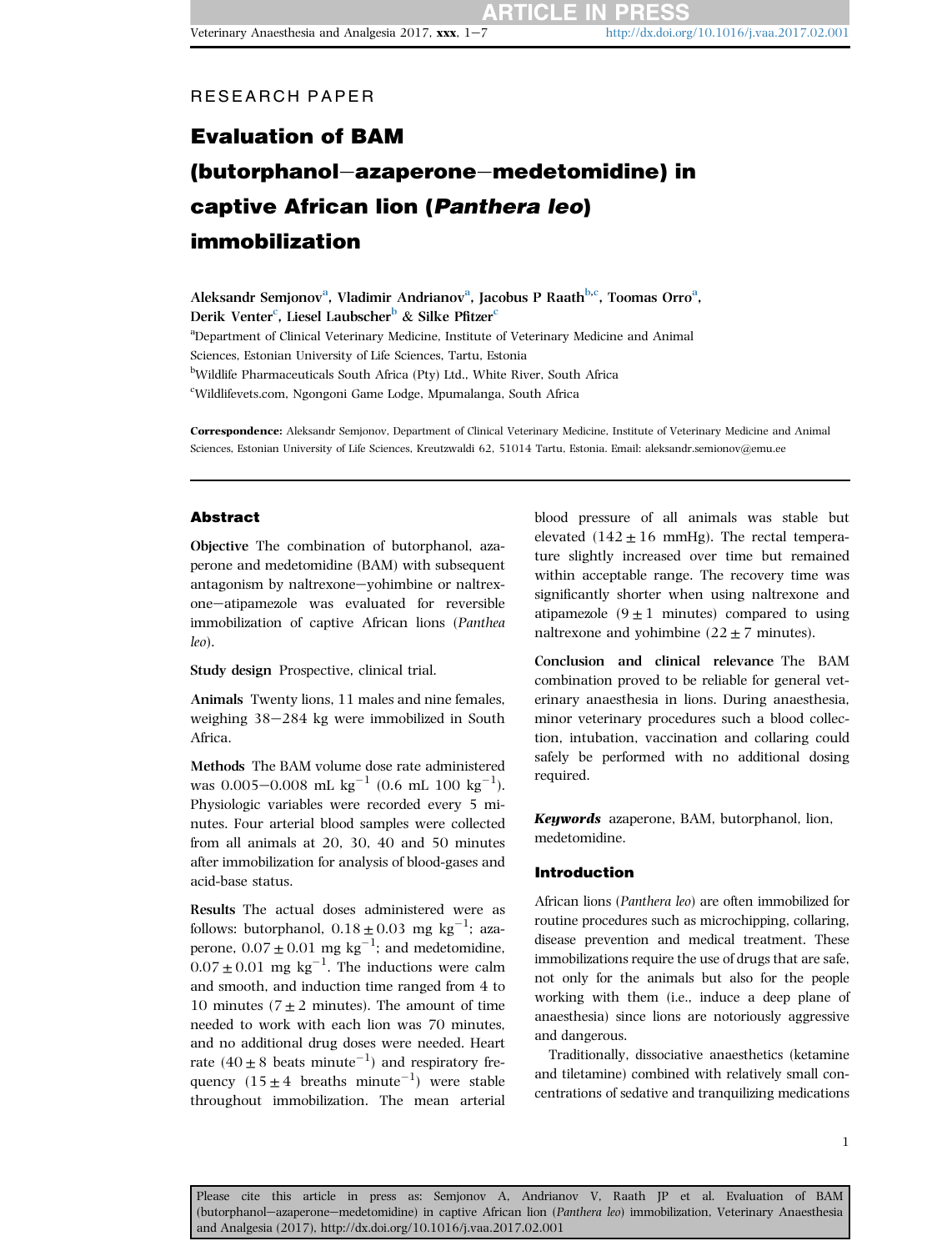RESEARCH PAPER

# Evaluation of BAM (butorphanol–azaperone–medetomidine) in captive African lion (*Panthera leo*) immobilization

Aleksandr Semjonov[a], Vladimir Andrianov[a], Jacobus P Raath[b,c], Toomas Orro[a], Derik Venter[c], Liesel Laubscher[b] & Silke Pfitzer[c]

[a]Department of Clinical Veterinary Medicine, Institute of Veterinary Medicine and Animal Sciences, Estonian University of Life Sciences, Tartu, Estonia

[b]Wildlife Pharmaceuticals South Africa (Pty) Ltd., White River, South Africa

[c]Wildlifevets.com, Ngongoni Game Lodge, Mpumalanga, South Africa

**Correspondence:** Aleksandr Semjonov, Department of Clinical Veterinary Medicine, Institute of Veterinary Medicine and Animal Sciences, Estonian University of Life Sciences, Kreutzwaldi 62, 51014 Tartu, Estonia. Email: aleksandr.semionov@emu.ee

## Abstract

**Objective** The combination of butorphanol, azaperone and medetomidine (BAM) with subsequent antagonism by naltrexone–yohimbine or naltrexone–atipamezole was evaluated for reversible immobilization of captive African lions (*Panthea leo*).

**Study design** Prospective, clinical trial.

**Animals** Twenty lions, 11 males and nine females, weighing 38–284 kg were immobilized in South Africa.

**Methods** The BAM volume dose rate administered was 0.005–0.008 mL $kg^{-1}$ (0.6 mL 100 $kg^{-1}$). Physiologic variables were recorded every 5 minutes. Four arterial blood samples were collected from all animals at 20, 30, 40 and 50 minutes after immobilization for analysis of blood-gases and acid-base status.

**Results** The actual doses administered were as follows: butorphanol, $0.18 \pm 0.03$ mg $kg^{-1}$; azaperone, $0.07 \pm 0.01$ mg $kg^{-1}$; and medetomidine, $0.07 \pm 0.01$ mg $kg^{-1}$. The inductions were calm and smooth, and induction time ranged from 4 to 10 minutes ($7 \pm 2$ minutes). The amount of time needed to work with each lion was 70 minutes, and no additional drug doses were needed. Heart rate ($40 \pm 8$ beats $minute^{-1}$) and respiratory frequency ($15 \pm 4$ breaths $minute^{-1}$) were stable throughout immobilization. The mean arterial blood pressure of all animals was stable but elevated ($142 \pm 16$ mmHg). The rectal temperature slightly increased over time but remained within acceptable range. The recovery time was significantly shorter when using naltrexone and atipamezole ($9 \pm 1$ minutes) compared to using naltrexone and yohimbine ($22 \pm 7$ minutes).

**Conclusion and clinical relevance** The BAM combination proved to be reliable for general veterinary anaesthesia in lions. During anaesthesia, minor veterinary procedures such a blood collection, intubation, vaccination and collaring could safely be performed with no additional dosing required.

***Keywords*** azaperone, BAM, butorphanol, lion, medetomidine.

## Introduction

African lions (*Panthera leo*) are often immobilized for routine procedures such as microchipping, collaring, disease prevention and medical treatment. These immobilizations require the use of drugs that are safe, not only for the animals but also for the people working with them (i.e., induce a deep plane of anaesthesia) since lions are notoriously aggressive and dangerous.

Traditionally, dissociative anaesthetics (ketamine and tiletamine) combined with relatively small concentrations of sedative and tranquilizing medications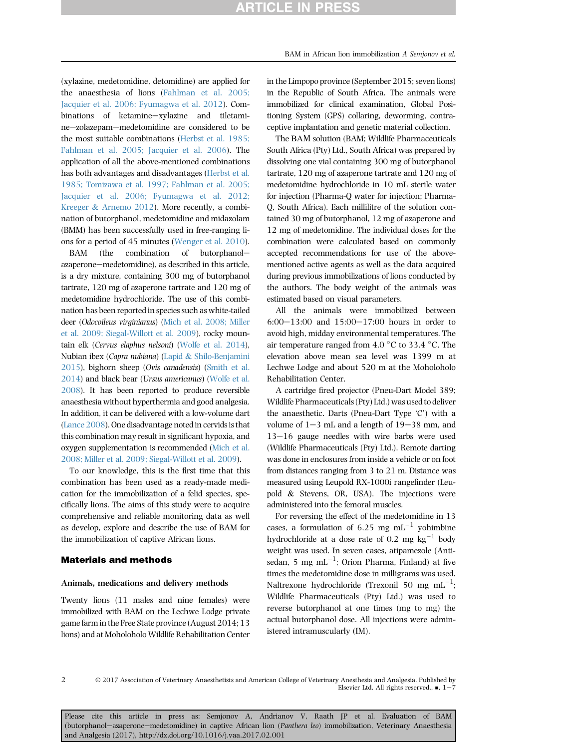(xylazine, medetomidine, detomidine) are applied for the anaesthesia of lions (Fahlman et al. 2005; Jacquier et al. 2006; Fyumagwa et al. 2012). Combinations of ketamine–xylazine and tiletamine–zolazepam–medetomidine are considered to be the most suitable combinations (Herbst et al. 1985; Fahlman et al. 2005; Jacquier et al. 2006). The application of all the above-mentioned combinations has both advantages and disadvantages (Herbst et al. 1985; Tomizawa et al. 1997; Fahlman et al. 2005; Jacquier et al. 2006; Fyumagwa et al. 2012; Kreeger & Arnemo 2012). More recently, a combination of butorphanol, medetomidine and midazolam (BMM) has been successfully used in free-ranging lions for a period of 45 minutes (Wenger et al. 2010).

BAM (the combination of butorphanol–azaperone–medetomidine), as described in this article, is a dry mixture, containing 300 mg of butorphanol tartrate, 120 mg of azaperone tartrate and 120 mg of medetomidine hydrochloride. The use of this combination has been reported in species such as white-tailed deer (*Odocoileus virginianus*) (Mich et al. 2008; Miller et al. 2009; Siegal-Willott et al. 2009), rocky mountain elk (*Cervus elaphus nelsoni*) (Wolfe et al. 2014), Nubian ibex (*Capra nubiana*) (Lapid & Shilo-Benjamini 2015), bighorn sheep (*Ovis canadensis*) (Smith et al. 2014) and black bear (*Ursus americanus*) (Wolfe et al. 2008). It has been reported to produce reversible anaesthesia without hyperthermia and good analgesia. In addition, it can be delivered with a low-volume dart (Lance 2008). One disadvantage noted in cervids is that this combination may result in significant hypoxia, and oxygen supplementation is recommended (Mich et al. 2008; Miller et al. 2009; Siegal-Willott et al. 2009).

To our knowledge, this is the first time that this combination has been used as a ready-made medication for the immobilization of a felid species, specifically lions. The aims of this study were to acquire comprehensive and reliable monitoring data as well as develop, explore and describe the use of BAM for the immobilization of captive African lions.

## Materials and methods

### Animals, medications and delivery methods

Twenty lions (11 males and nine females) were immobilized with BAM on the Lechwe Lodge private game farm in the Free State province (August 2014; 13 lions) and at Moholoholo Wildlife Rehabilitation Center in the Limpopo province (September 2015; seven lions) in the Republic of South Africa. The animals were immobilized for clinical examination, Global Positioning System (GPS) collaring, deworming, contraceptive implantation and genetic material collection.

The BAM solution (BAM; Wildlife Pharmaceuticals South Africa (Pty) Ltd., South Africa) was prepared by dissolving one vial containing 300 mg of butorphanol tartrate, 120 mg of azaperone tartrate and 120 mg of medetomidine hydrochloride in 10 mL sterile water for injection (Pharma-Q water for injection; Pharma-Q, South Africa). Each millilitre of the solution contained 30 mg of butorphanol, 12 mg of azaperone and 12 mg of medetomidine. The individual doses for the combination were calculated based on commonly accepted recommendations for use of the above-mentioned active agents as well as the data acquired during previous immobilizations of lions conducted by the authors. The body weight of the animals was estimated based on visual parameters.

All the animals were immobilized between 6:00–13:00 and 15:00–17:00 hours in order to avoid high, midday environmental temperatures. The air temperature ranged from 4.0 °C to 33.4 °C. The elevation above mean sea level was 1399 m at Lechwe Lodge and about 520 m at the Moholoholo Rehabilitation Center.

A cartridge fired projector (Pneu-Dart Model 389; Wildlife Pharmaceuticals (Pty) Ltd.) was used to deliver the anaesthetic. Darts (Pneu-Dart Type 'C') with a volume of 1–3 mL and a length of 19–38 mm, and 13–16 gauge needles with wire barbs were used (Wildlife Pharmaceuticals (Pty) Ltd.). Remote darting was done in enclosures from inside a vehicle or on foot from distances ranging from 3 to 21 m. Distance was measured using Leupold RX-1000i rangefinder (Leupold & Stevens, OR, USA). The injections were administered into the femoral muscles.

For reversing the effect of the medetomidine in 13 cases, a formulation of 6.25 mg $mL^{-1}$ yohimbine hydrochloride at a dose rate of 0.2 mg $kg^{-1}$ body weight was used. In seven cases, atipamezole (Antisedan, 5 mg $mL^{-1}$; Orion Pharma, Finland) at five times the medetomidine dose in milligrams was used. Naltrexone hydrochloride (Trexonil 50 mg $mL^{-1}$; Wildlife Pharmaceuticals (Pty) Ltd.) was used to reverse butorphanol at one times (mg to mg) the actual butorphanol dose. All injections were administered intramuscularly (IM).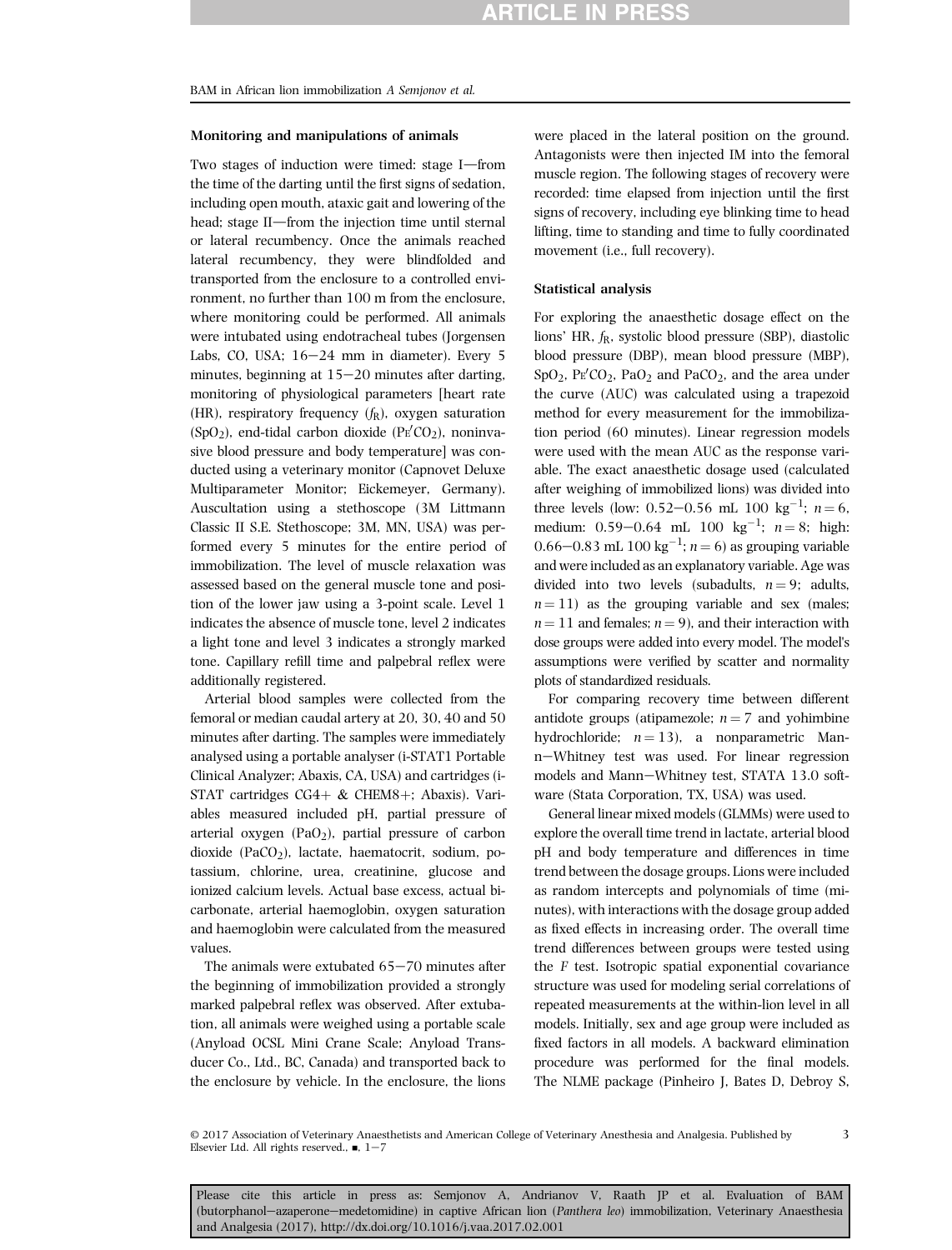### Monitoring and manipulations of animals

Two stages of induction were timed: stage I—from the time of the darting until the first signs of sedation, including open mouth, ataxic gait and lowering of the head; stage II—from the injection time until sternal or lateral recumbency. Once the animals reached lateral recumbency, they were blindfolded and transported from the enclosure to a controlled environment, no further than 100 m from the enclosure, where monitoring could be performed. All animals were intubated using endotracheal tubes (Jorgensen Labs, CO, USA; 16–24 mm in diameter). Every 5 minutes, beginning at 15–20 minutes after darting, monitoring of physiological parameters [heart rate (HR), respiratory frequency ($f_R$), oxygen saturation ($SpO_2$), end-tidal carbon dioxide ($P_{E'}CO_2$), noninvasive blood pressure and body temperature] was conducted using a veterinary monitor (Capnovet Deluxe Multiparameter Monitor; Eickemeyer, Germany). Auscultation using a stethoscope (3M Littmann Classic II S.E. Stethoscope; 3M, MN, USA) was performed every 5 minutes for the entire period of immobilization. The level of muscle relaxation was assessed based on the general muscle tone and position of the lower jaw using a 3-point scale. Level 1 indicates the absence of muscle tone, level 2 indicates a light tone and level 3 indicates a strongly marked tone. Capillary refill time and palpebral reflex were additionally registered.

Arterial blood samples were collected from the femoral or median caudal artery at 20, 30, 40 and 50 minutes after darting. The samples were immediately analysed using a portable analyser (i-STAT1 Portable Clinical Analyzer; Abaxis, CA, USA) and cartridges (i-STAT cartridges CG4+ & CHEM8+; Abaxis). Variables measured included pH, partial pressure of arterial oxygen ($PaO_2$), partial pressure of carbon dioxide ($PaCO_2$), lactate, haematocrit, sodium, potassium, chlorine, urea, creatinine, glucose and ionized calcium levels. Actual base excess, actual bicarbonate, arterial haemoglobin, oxygen saturation and haemoglobin were calculated from the measured values.

The animals were extubated 65–70 minutes after the beginning of immobilization provided a strongly marked palpebral reflex was observed. After extubation, all animals were weighed using a portable scale (Anyload OCSL Mini Crane Scale; Anyload Transducer Co., Ltd., BC, Canada) and transported back to the enclosure by vehicle. In the enclosure, the lions were placed in the lateral position on the ground. Antagonists were then injected IM into the femoral muscle region. The following stages of recovery were recorded: time elapsed from injection until the first signs of recovery, including eye blinking time to head lifting, time to standing and time to fully coordinated movement (i.e., full recovery).

### Statistical analysis

For exploring the anaesthetic dosage effect on the lions' HR, $f_R$, systolic blood pressure (SBP), diastolic blood pressure (DBP), mean blood pressure (MBP), $SpO_2$, $P_{E'}CO_2$, $PaO_2$ and $PaCO_2$, and the area under the curve (AUC) was calculated using a trapezoid method for every measurement for the immobilization period (60 minutes). Linear regression models were used with the mean AUC as the response variable. The exact anaesthetic dosage used (calculated after weighing of immobilized lions) was divided into three levels (low: 0.52–0.56 mL 100 kg$^{-1}$; $n = 6$, medium: 0.59–0.64 mL 100 kg$^{-1}$; $n = 8$; high: 0.66–0.83 mL 100 kg$^{-1}$; $n = 6$) as grouping variable and were included as an explanatory variable. Age was divided into two levels (subadults, $n = 9$; adults, $n = 11$) as the grouping variable and sex (males; $n = 11$ and females; $n = 9$), and their interaction with dose groups were added into every model. The model's assumptions were verified by scatter and normality plots of standardized residuals.

For comparing recovery time between different antidote groups (atipamezole; $n = 7$ and yohimbine hydrochloride; $n = 13$), a nonparametric Mann–Whitney test was used. For linear regression models and Mann–Whitney test, STATA 13.0 software (Stata Corporation, TX, USA) was used.

General linear mixed models (GLMMs) were used to explore the overall time trend in lactate, arterial blood pH and body temperature and differences in time trend between the dosage groups. Lions were included as random intercepts and polynomials of time (minutes), with interactions with the dosage group added as fixed effects in increasing order. The overall time trend differences between groups were tested using the $F$ test. Isotropic spatial exponential covariance structure was used for modeling serial correlations of repeated measurements at the within-lion level in all models. Initially, sex and age group were included as fixed factors in all models. A backward elimination procedure was performed for the final models. The NLME package (Pinheiro J, Bates D, Debroy S,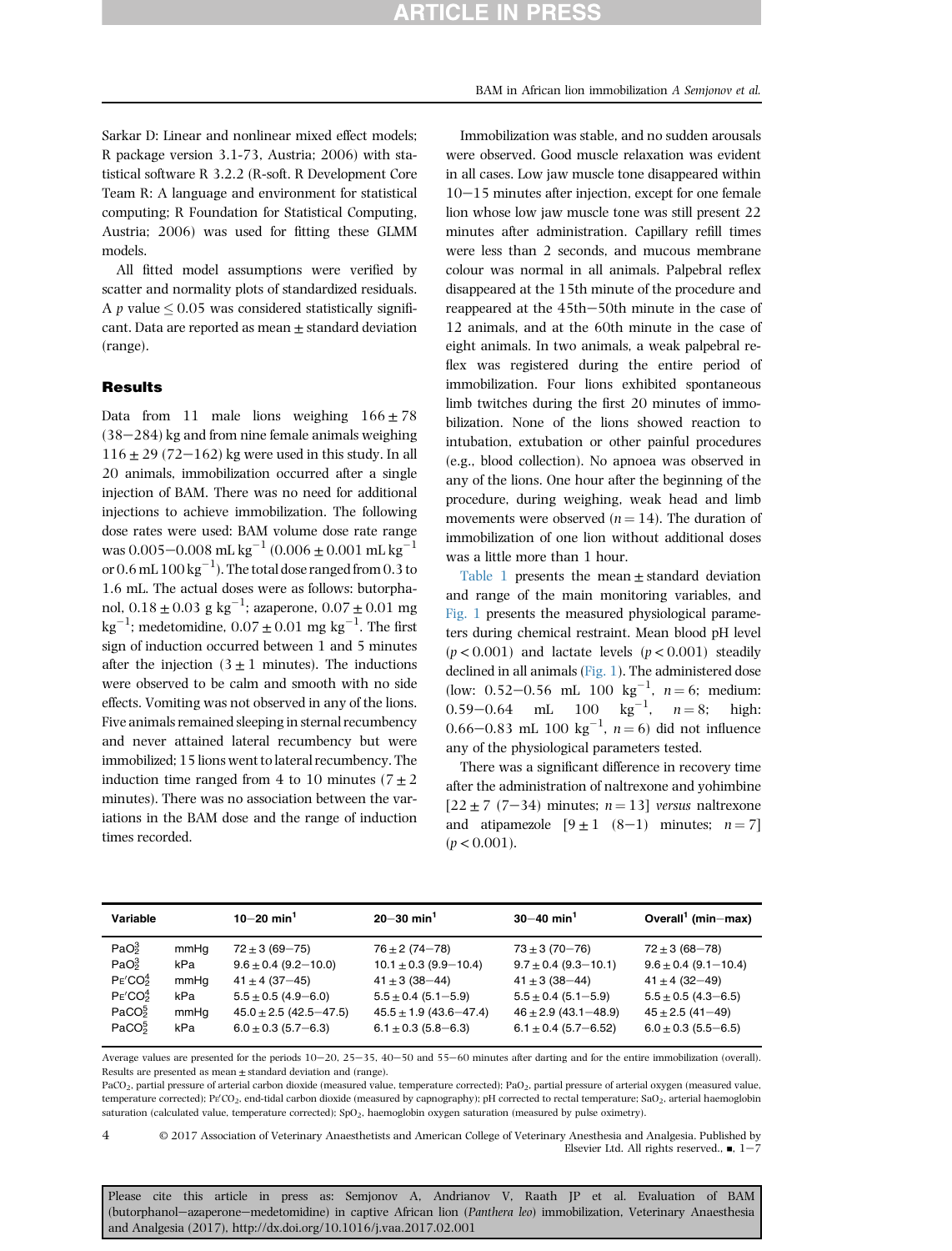Sarkar D: Linear and nonlinear mixed effect models; R package version 3.1-73, Austria; 2006) with statistical software R 3.2.2 (R-soft. R Development Core Team R: A language and environment for statistical computing; R Foundation for Statistical Computing, Austria; 2006) was used for fitting these GLMM models.

All fitted model assumptions were verified by scatter and normality plots of standardized residuals. A $p$ value $\leq 0.05$ was considered statistically significant. Data are reported as mean ± standard deviation (range).

## Results

Data from 11 male lions weighing $166 \pm 78$ (38–284) kg and from nine female animals weighing $116 \pm 29$ (72–162) kg were used in this study. In all 20 animals, immobilization occurred after a single injection of BAM. There was no need for additional injections to achieve immobilization. The following dose rates were used: BAM volume dose rate range was 0.005–0.008 mL $kg^{-1}$ ($0.006 \pm 0.001$ mL $kg^{-1}$ or 0.6 mL 100 $kg^{-1}$). The total dose ranged from 0.3 to 1.6 mL. The actual doses were as follows: butorphanol, $0.18 \pm 0.03$ g $kg^{-1}$; azaperone, $0.07 \pm 0.01$ mg $kg^{-1}$; medetomidine, $0.07 \pm 0.01$ mg $kg^{-1}$. The first sign of induction occurred between 1 and 5 minutes after the injection ($3 \pm 1$ minutes). The inductions were observed to be calm and smooth with no side effects. Vomiting was not observed in any of the lions. Five animals remained sleeping in sternal recumbency and never attained lateral recumbency but were immobilized; 15 lions went to lateral recumbency. The induction time ranged from 4 to 10 minutes ($7 \pm 2$ minutes). There was no association between the variations in the BAM dose and the range of induction times recorded.

Immobilization was stable, and no sudden arousals were observed. Good muscle relaxation was evident in all cases. Low jaw muscle tone disappeared within 10–15 minutes after injection, except for one female lion whose low jaw muscle tone was still present 22 minutes after administration. Capillary refill times were less than 2 seconds, and mucous membrane colour was normal in all animals. Palpebral reflex disappeared at the 15th minute of the procedure and reappeared at the 45th–50th minute in the case of 12 animals, and at the 60th minute in the case of eight animals. In two animals, a weak palpebral reflex was registered during the entire period of immobilization. Four lions exhibited spontaneous limb twitches during the first 20 minutes of immobilization. None of the lions showed reaction to intubation, extubation or other painful procedures (e.g., blood collection). No apnoea was observed in any of the lions. One hour after the beginning of the procedure, during weighing, weak head and limb movements were observed ($n = 14$). The duration of immobilization of one lion without additional doses was a little more than 1 hour.

Table 1 presents the mean ± standard deviation and range of the main monitoring variables, and Fig. 1 presents the measured physiological parameters during chemical restraint. Mean blood pH level ($p < 0.001$) and lactate levels ($p < 0.001$) steadily declined in all animals (Fig. 1). The administered dose (low: 0.52–0.56 mL 100 $kg^{-1}$, $n = 6$; medium: 0.59–0.64 mL 100 $kg^{-1}$, $n = 8$; high: 0.66–0.83 mL 100 $kg^{-1}$, $n = 6$) did not influence any of the physiological parameters tested.

There was a significant difference in recovery time after the administration of naltrexone and yohimbine [$22 \pm 7$ (7–34) minutes; $n = 13$] *versus* naltrexone and atipamezole [$9 \pm 1$ (8–1) minutes; $n = 7$] ($p < 0.001$).

| Variable | | 10–20 min[1] | 20–30 min[1] | 30–40 min[1] | Overall[1] (min–max) |
|---|---|---|---|---|---|
| $PaO_2^3$ | mmHg | $72 \pm 3$ (69–75) | $76 \pm 2$ (74–78) | $73 \pm 3$ (70–76) | $72 \pm 3$ (68–78) |
| $PaO_2^3$ | kPa | $9.6 \pm 0.4$ (9.2–10.0) | $10.1 \pm 0.3$ (9.8–10.4) | $9.7 \pm 0.4$ (9.3–10.1) | $9.6 \pm 0.4$ (9.1–10.4) |
| $P_{E'}CO_2^4$ | mmHg | $41 \pm 4$ (37–45) | $41 \pm 3$ (38–44) | $41 \pm 3$ (38–44) | $41 \pm 4$ (32–49) |
| $P_{E'}CO_2^4$ | kPa | $5.5 \pm 0.5$ (4.9–6.0) | $5.5 \pm 0.4$ (5.1–5.9) | $5.5 \pm 0.4$ (5.1–5.9) | $5.5 \pm 0.5$ (4.3–6.5) |
| $PaCO_2^5$ | mmHg | $45.0 \pm 2.5$ (42.5–47.5) | $45.5 \pm 1.9$ (43.6–47.4) | $46 \pm 2.9$ (43.1–48.9) | $45 \pm 2.5$ (41–49) |
| $PaCO_2^5$ | kPa | $6.0 \pm 0.3$ (5.7–6.3) | $6.1 \pm 0.3$ (5.8–6.3) | $6.1 \pm 0.4$ (5.7–6.52) | $6.0 \pm 0.3$ (5.5–6.5) |

Average values are presented for the periods 10–20, 25–35, 40–50 and 55–60 minutes after darting and for the entire immobilization (overall). Results are presented as mean ± standard deviation and (range).

$PaCO_2$, partial pressure of arterial carbon dioxide (measured value, temperature corrected); $PaO_2$, partial pressure of arterial oxygen (measured value, temperature corrected); $P_{E'}CO_2$, end-tidal carbon dioxide (measured by capnography); pH corrected to rectal temperature; $SaO_2$, arterial haemoglobin saturation (calculated value, temperature corrected); $SpO_2$, haemoglobin oxygen saturation (measured by pulse oximetry).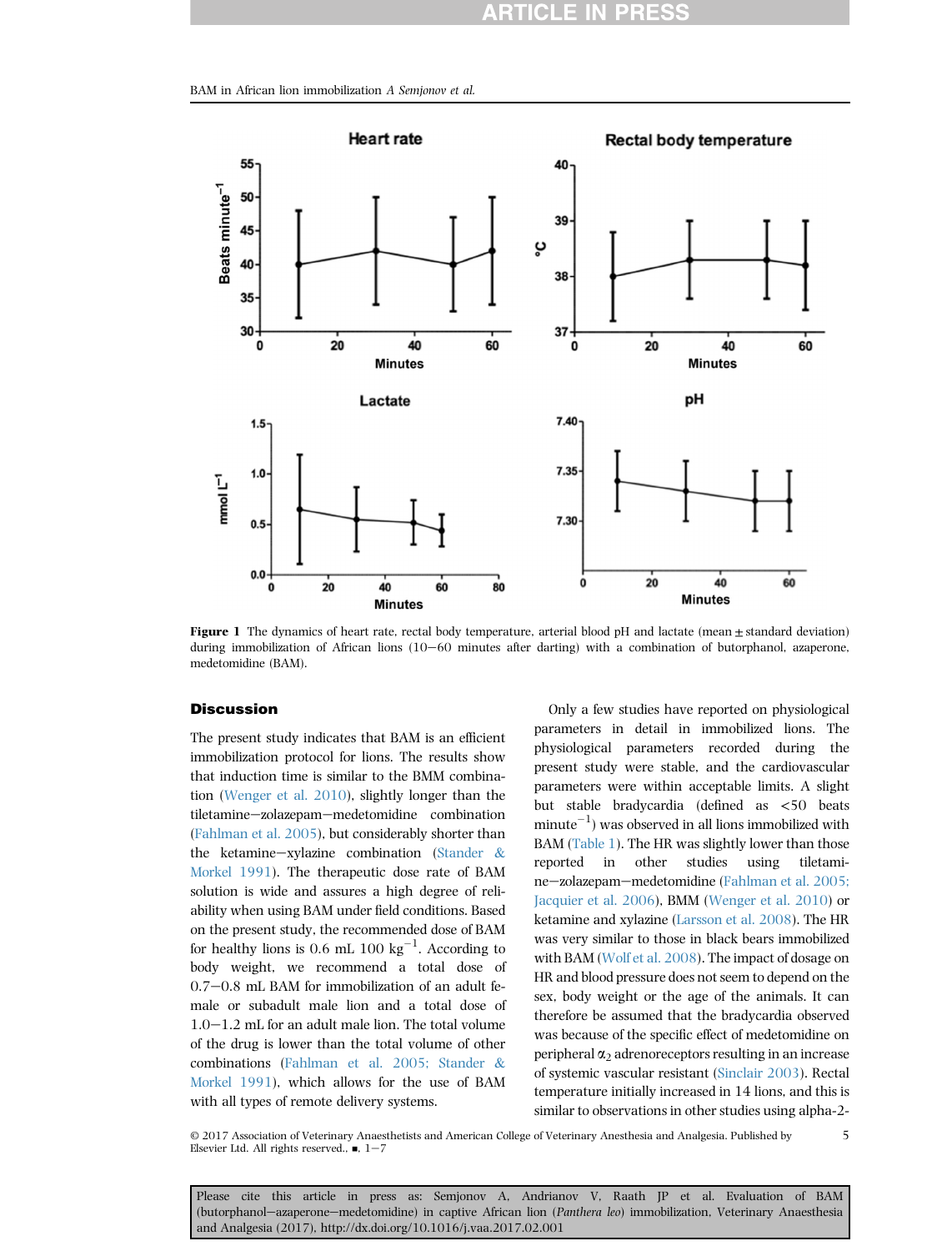Figure 1 The dynamics of heart rate, rectal body temperature, arterial blood pH and lactate (mean ± standard deviation) during immobilization of African lions (10–60 minutes after darting) with a combination of butorphanol, azaperone, medetomidine (BAM).

## Discussion

The present study indicates that BAM is an efficient immobilization protocol for lions. The results show that induction time is similar to the BMM combination (Wenger et al. 2010), slightly longer than the tiletamine–zolazepam–medetomidine combination (Fahlman et al. 2005), but considerably shorter than the ketamine–xylazine combination (Stander & Morkel 1991). The therapeutic dose rate of BAM solution is wide and assures a high degree of reliability when using BAM under field conditions. Based on the present study, the recommended dose of BAM for healthy lions is 0.6 mL 100 $kg^{-1}$. According to body weight, we recommend a total dose of 0.7–0.8 mL BAM for immobilization of an adult female or subadult male lion and a total dose of 1.0–1.2 mL for an adult male lion. The total volume of the drug is lower than the total volume of other combinations (Fahlman et al. 2005; Stander & Morkel 1991), which allows for the use of BAM with all types of remote delivery systems.

Only a few studies have reported on physiological parameters in detail in immobilized lions. The physiological parameters recorded during the present study were stable, and the cardiovascular parameters were within acceptable limits. A slight but stable bradycardia (defined as <50 beats $minute^{-1}$) was observed in all lions immobilized with BAM (Table 1). The HR was slightly lower than those reported in other studies using tiletamine–zolazepam–medetomidine (Fahlman et al. 2005; Jacquier et al. 2006), BMM (Wenger et al. 2010) or ketamine and xylazine (Larsson et al. 2008). The HR was very similar to those in black bears immobilized with BAM (Wolf et al. 2008). The impact of dosage on HR and blood pressure does not seem to depend on the sex, body weight or the age of the animals. It can therefore be assumed that the bradycardia observed was because of the specific effect of medetomidine on peripheral $\alpha_2$ adrenoreceptors resulting in an increase of systemic vascular resistant (Sinclair 2003). Rectal temperature initially increased in 14 lions, and this is similar to observations in other studies using alpha-2-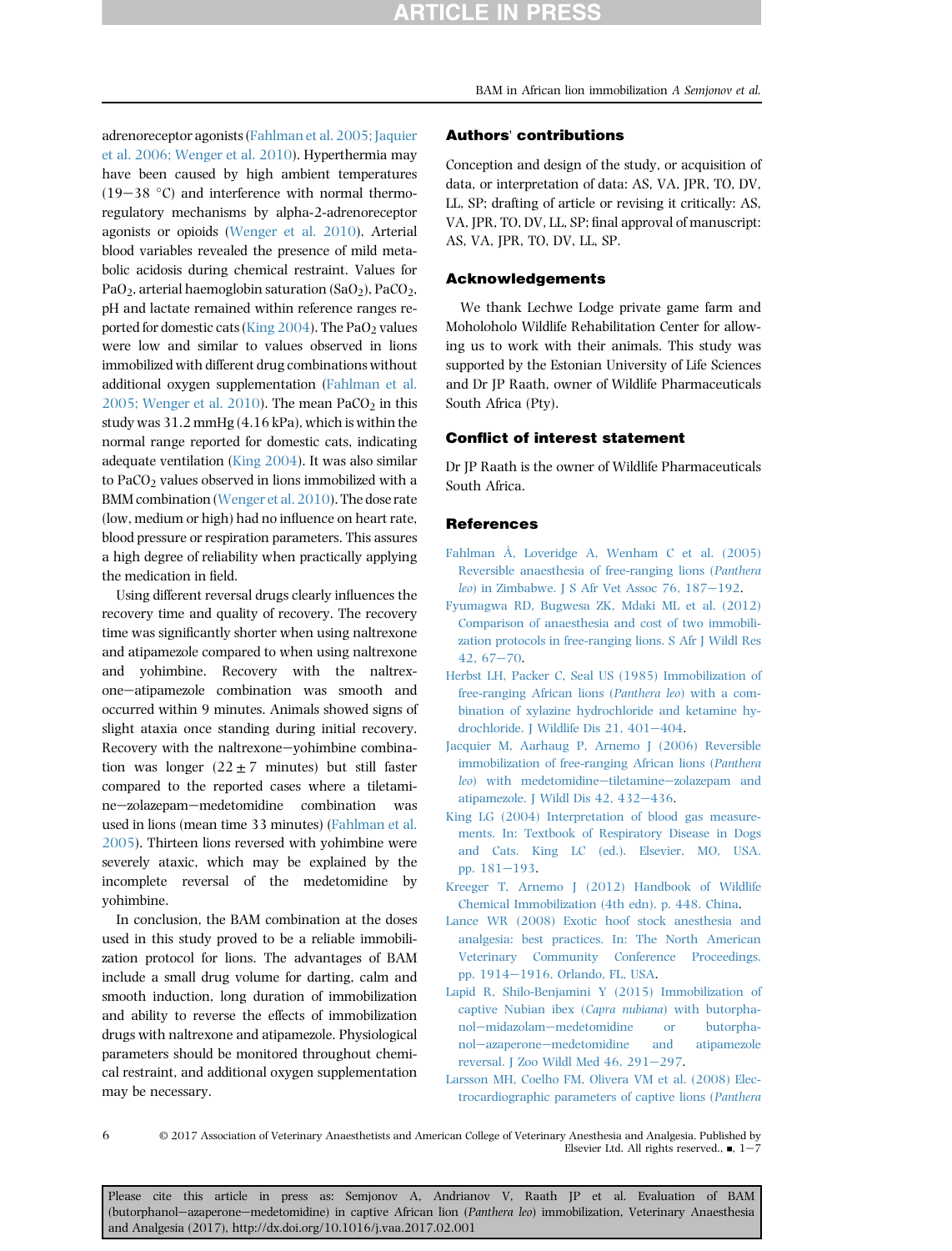adrenoreceptor agonists (Fahlman et al. 2005; Jaquier et al. 2006; Wenger et al. 2010). Hyperthermia may have been caused by high ambient temperatures (19−38 °C) and interference with normal thermoregulatory mechanisms by alpha-2-adrenoreceptor agonists or opioids (Wenger et al. 2010). Arterial blood variables revealed the presence of mild metabolic acidosis during chemical restraint. Values for $PaO_2$, arterial haemoglobin saturation ($SaO_2$), $PaCO_2$, pH and lactate remained within reference ranges reported for domestic cats (King 2004). The $PaO_2$ values were low and similar to values observed in lions immobilized with different drug combinations without additional oxygen supplementation (Fahlman et al. 2005; Wenger et al. 2010). The mean $PaCO_2$ in this study was 31.2 mmHg (4.16 kPa), which is within the normal range reported for domestic cats, indicating adequate ventilation (King 2004). It was also similar to $PaCO_2$ values observed in lions immobilized with a BMM combination (Wenger et al. 2010). The dose rate (low, medium or high) had no influence on heart rate, blood pressure or respiration parameters. This assures a high degree of reliability when practically applying the medication in field.

Using different reversal drugs clearly influences the recovery time and quality of recovery. The recovery time was significantly shorter when using naltrexone and atipamezole compared to when using naltrexone and yohimbine. Recovery with the naltrexone−atipamezole combination was smooth and occurred within 9 minutes. Animals showed signs of slight ataxia once standing during initial recovery. Recovery with the naltrexone−yohimbine combination was longer ($22 \pm 7$ minutes) but still faster compared to the reported cases where a tiletamine−zolazepam−medetomidine combination was used in lions (mean time 33 minutes) (Fahlman et al. 2005). Thirteen lions reversed with yohimbine were severely ataxic, which may be explained by the incomplete reversal of the medetomidine by yohimbine.

In conclusion, the BAM combination at the doses used in this study proved to be a reliable immobilization protocol for lions. The advantages of BAM include a small drug volume for darting, calm and smooth induction, long duration of immobilization and ability to reverse the effects of immobilization drugs with naltrexone and atipamezole. Physiological parameters should be monitored throughout chemical restraint, and additional oxygen supplementation may be necessary.

## Authors' contributions

Conception and design of the study, or acquisition of data, or interpretation of data: AS, VA, JPR, TO, DV, LL, SP; drafting of article or revising it critically: AS, VA, JPR, TO, DV, LL, SP; final approval of manuscript: AS, VA, JPR, TO, DV, LL, SP.

## Acknowledgements

We thank Lechwe Lodge private game farm and Moholoholo Wildlife Rehabilitation Center for allowing us to work with their animals. This study was supported by the Estonian University of Life Sciences and Dr JP Raath, owner of Wildlife Pharmaceuticals South Africa (Pty).

## Conflict of interest statement

Dr JP Raath is the owner of Wildlife Pharmaceuticals South Africa.

## References

Fahlman Å, Loveridge A, Wenham C et al. (2005) Reversible anaesthesia of free-ranging lions (*Panthera leo*) in Zimbabwe. J S Afr Vet Assoc 76, 187−192.

Fyumagwa RD, Bugwesa ZK, Mdaki ML et al. (2012) Comparison of anaesthesia and cost of two immobilization protocols in free-ranging lions. S Afr J Wildl Res 42, 67−70.

Herbst LH, Packer C, Seal US (1985) Immobilization of free-ranging African lions (*Panthera leo*) with a combination of xylazine hydrochloride and ketamine hydrochloride. J Wildlife Dis 21, 401−404.

Jacquier M, Aarhaug P, Arnemo J (2006) Reversible immobilization of free-ranging African lions (*Panthera leo*) with medetomidine−tiletamine−zolazepam and atipamezole. J Wildl Dis 42, 432−436.

King LG (2004) Interpretation of blood gas measurements. In: Textbook of Respiratory Disease in Dogs and Cats. King LC (ed.). Elsevier, MO, USA. pp. 181−193.

Kreeger T, Arnemo J (2012) Handbook of Wildlife Chemical Immobilization (4th edn). p. 448. China.

Lance WR (2008) Exotic hoof stock anesthesia and analgesia: best practices. In: The North American Veterinary Community Conference Proceedings. pp. 1914−1916. Orlando, FL, USA.

Lapid R, Shilo-Benjamini Y (2015) Immobilization of captive Nubian ibex (*Capra nubiana*) with butorphanol−midazolam−medetomidine or butorphanol−azaperone−medetomidine and atipamezole reversal. J Zoo Wildl Med 46, 291−297.

Larsson MH, Coelho FM, Olivera VM et al. (2008) Electrocardiographic parameters of captive lions (*Panthera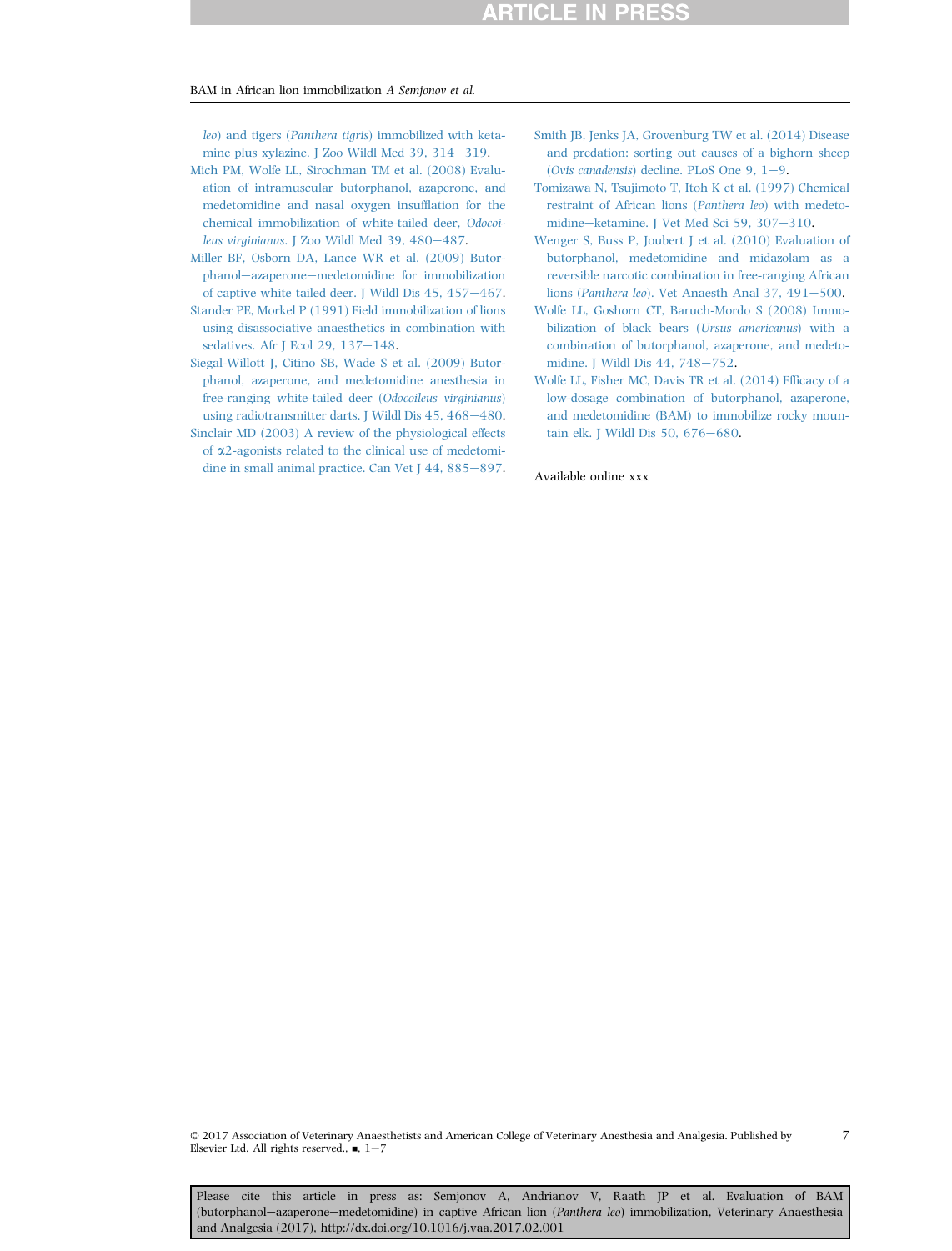*leo*) and tigers (*Panthera tigris*) immobilized with ketamine plus xylazine. J Zoo Wildl Med 39, 314–319.

Mich PM, Wolfe LL, Sirochman TM et al. (2008) Evaluation of intramuscular butorphanol, azaperone, and medetomidine and nasal oxygen insufflation for the chemical immobilization of white-tailed deer, *Odocoileus virginianus*. J Zoo Wildl Med 39, 480–487.

Miller BF, Osborn DA, Lance WR et al. (2009) Butorphanol–azaperone–medetomidine for immobilization of captive white tailed deer. J Wildl Dis 45, 457–467.

Stander PE, Morkel P (1991) Field immobilization of lions using disassociative anaesthetics in combination with sedatives. Afr J Ecol 29, 137–148.

Siegal-Willott J, Citino SB, Wade S et al. (2009) Butorphanol, azaperone, and medetomidine anesthesia in free-ranging white-tailed deer (*Odocoileus virginianus*) using radiotransmitter darts. J Wildl Dis 45, 468–480.

Sinclair MD (2003) A review of the physiological effects of α2-agonists related to the clinical use of medetomidine in small animal practice. Can Vet J 44, 885–897.

Smith JB, Jenks JA, Grovenburg TW et al. (2014) Disease and predation: sorting out causes of a bighorn sheep (*Ovis canadensis*) decline. PLoS One 9, 1–9.

Tomizawa N, Tsujimoto T, Itoh K et al. (1997) Chemical restraint of African lions (*Panthera leo*) with medetomidine–ketamine. J Vet Med Sci 59, 307–310.

Wenger S, Buss P, Joubert J et al. (2010) Evaluation of butorphanol, medetomidine and midazolam as a reversible narcotic combination in free-ranging African lions (*Panthera leo*). Vet Anaesth Anal 37, 491–500.

Wolfe LL, Goshorn CT, Baruch-Mordo S (2008) Immobilization of black bears (*Ursus americanus*) with a combination of butorphanol, azaperone, and medetomidine. J Wildl Dis 44, 748–752.

Wolfe LL, Fisher MC, Davis TR et al. (2014) Efficacy of a low-dosage combination of butorphanol, azaperone, and medetomidine (BAM) to immobilize rocky mountain elk. J Wildl Dis 50, 676–680.

Available online xxx

Please cite this article in press as: Semjonov A, Andrianov V, Raath JP et al. Evaluation of BAM (butorphanol–azaperone–medetomidine) in captive African lion (*Panthera leo*) immobilization, Veterinary Anaesthesia and Analgesia (2017), http://dx.doi.org/10.1016/j.vaa.2017.02.001